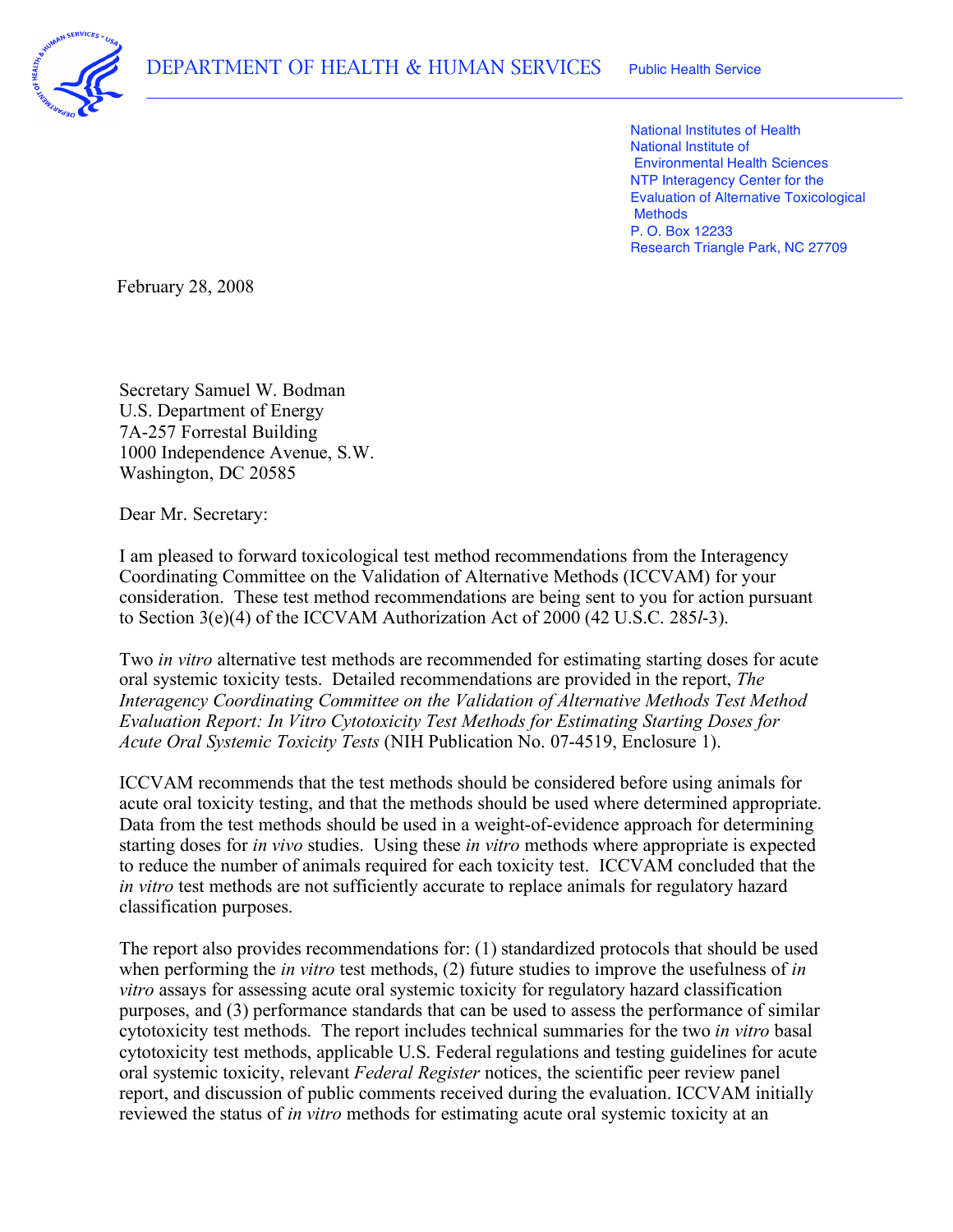DEPARTMENT OF HEALTH & HUMAN SERVICES Public Health Service

National Institutes of Health
National Institute of
Environmental Health Sciences
NTP Interagency Center for the
Evaluation of Alternative Toxicological
Methods
P. O. Box 12233
Research Triangle Park, NC 27709

February 28, 2008

Secretary Samuel W. Bodman
U.S. Department of Energy
7A-257 Forrestal Building
1000 Independence Avenue, S.W.
Washington, DC 20585

Dear Mr. Secretary:

I am pleased to forward toxicological test method recommendations from the Interagency Coordinating Committee on the Validation of Alternative Methods (ICCVAM) for your consideration. These test method recommendations are being sent to you for action pursuant to Section 3(e)(4) of the ICCVAM Authorization Act of 2000 (42 U.S.C. 285*l*-3).

Two *in vitro* alternative test methods are recommended for estimating starting doses for acute oral systemic toxicity tests. Detailed recommendations are provided in the report, *The Interagency Coordinating Committee on the Validation of Alternative Methods Test Method Evaluation Report: In Vitro Cytotoxicity Test Methods for Estimating Starting Doses for Acute Oral Systemic Toxicity Tests* (NIH Publication No. 07-4519, Enclosure 1).

ICCVAM recommends that the test methods should be considered before using animals for acute oral toxicity testing, and that the methods should be used where determined appropriate. Data from the test methods should be used in a weight-of-evidence approach for determining starting doses for *in vivo* studies. Using these *in vitro* methods where appropriate is expected to reduce the number of animals required for each toxicity test. ICCVAM concluded that the *in vitro* test methods are not sufficiently accurate to replace animals for regulatory hazard classification purposes.

The report also provides recommendations for: (1) standardized protocols that should be used when performing the *in vitro* test methods, (2) future studies to improve the usefulness of *in vitro* assays for assessing acute oral systemic toxicity for regulatory hazard classification purposes, and (3) performance standards that can be used to assess the performance of similar cytotoxicity test methods. The report includes technical summaries for the two *in vitro* basal cytotoxicity test methods, applicable U.S. Federal regulations and testing guidelines for acute oral systemic toxicity, relevant *Federal Register* notices, the scientific peer review panel report, and discussion of public comments received during the evaluation. ICCVAM initially reviewed the status of *in vitro* methods for estimating acute oral systemic toxicity at an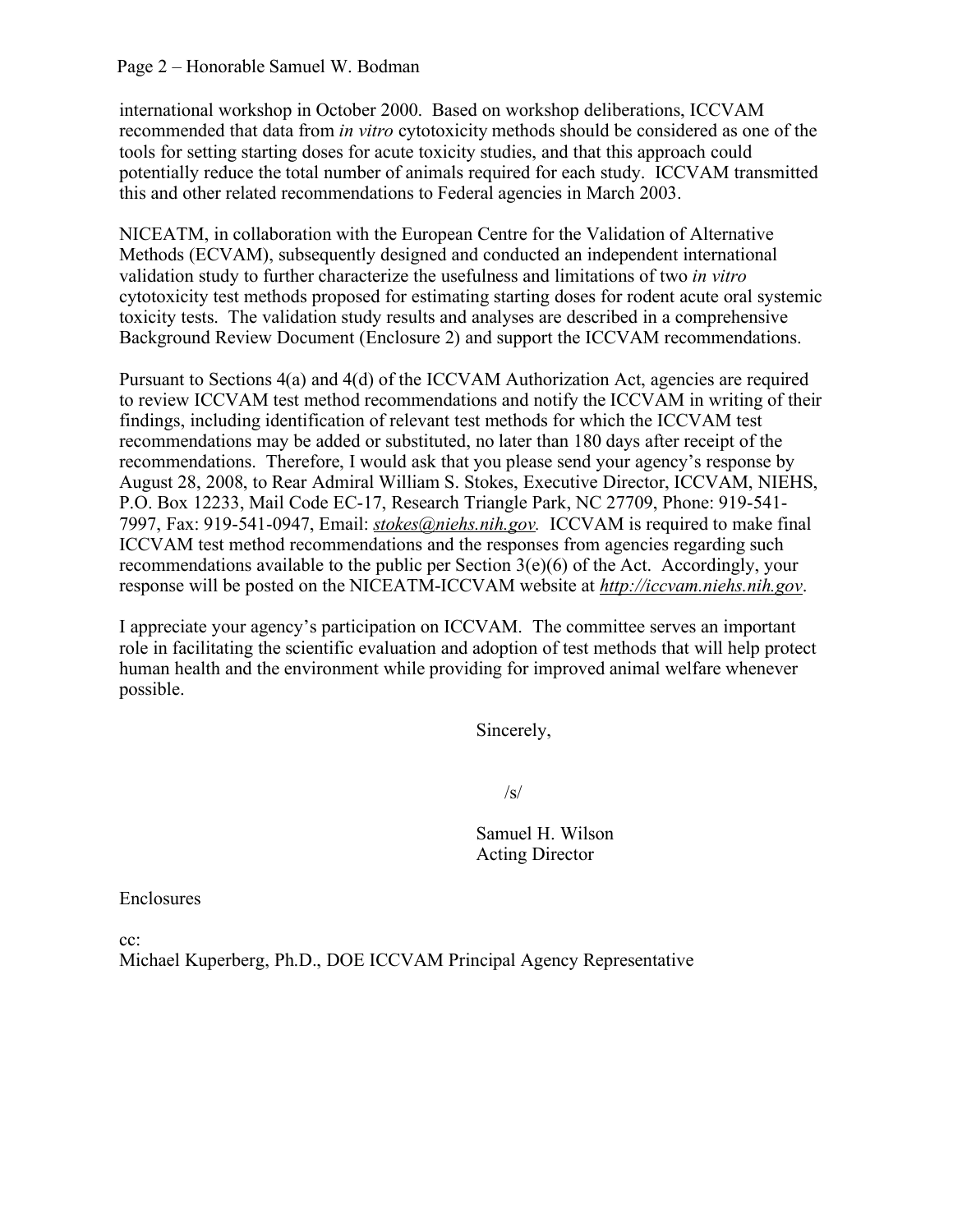international workshop in October 2000. Based on workshop deliberations, ICCVAM recommended that data from *in vitro* cytotoxicity methods should be considered as one of the tools for setting starting doses for acute toxicity studies, and that this approach could potentially reduce the total number of animals required for each study. ICCVAM transmitted this and other related recommendations to Federal agencies in March 2003.

NICEATM, in collaboration with the European Centre for the Validation of Alternative Methods (ECVAM), subsequently designed and conducted an independent international validation study to further characterize the usefulness and limitations of two *in vitro* cytotoxicity test methods proposed for estimating starting doses for rodent acute oral systemic toxicity tests. The validation study results and analyses are described in a comprehensive Background Review Document (Enclosure 2) and support the ICCVAM recommendations.

Pursuant to Sections 4(a) and 4(d) of the ICCVAM Authorization Act, agencies are required to review ICCVAM test method recommendations and notify the ICCVAM in writing of their findings, including identification of relevant test methods for which the ICCVAM test recommendations may be added or substituted, no later than 180 days after receipt of the recommendations. Therefore, I would ask that you please send your agency's response by August 28, 2008, to Rear Admiral William S. Stokes, Executive Director, ICCVAM, NIEHS, P.O. Box 12233, Mail Code EC-17, Research Triangle Park, NC 27709, Phone: 919-541-7997, Fax: 919-541-0947, Email: *stokes@niehs.nih.gov*. ICCVAM is required to make final ICCVAM test method recommendations and the responses from agencies regarding such recommendations available to the public per Section 3(e)(6) of the Act. Accordingly, your response will be posted on the NICEATM-ICCVAM website at *http://iccvam.niehs.nih.gov*.

I appreciate your agency's participation on ICCVAM. The committee serves an important role in facilitating the scientific evaluation and adoption of test methods that will help protect human health and the environment while providing for improved animal welfare whenever possible.

Sincerely,

/s/

Samuel H. Wilson
Acting Director

Enclosures

cc:
Michael Kuperberg, Ph.D., DOE ICCVAM Principal Agency Representative